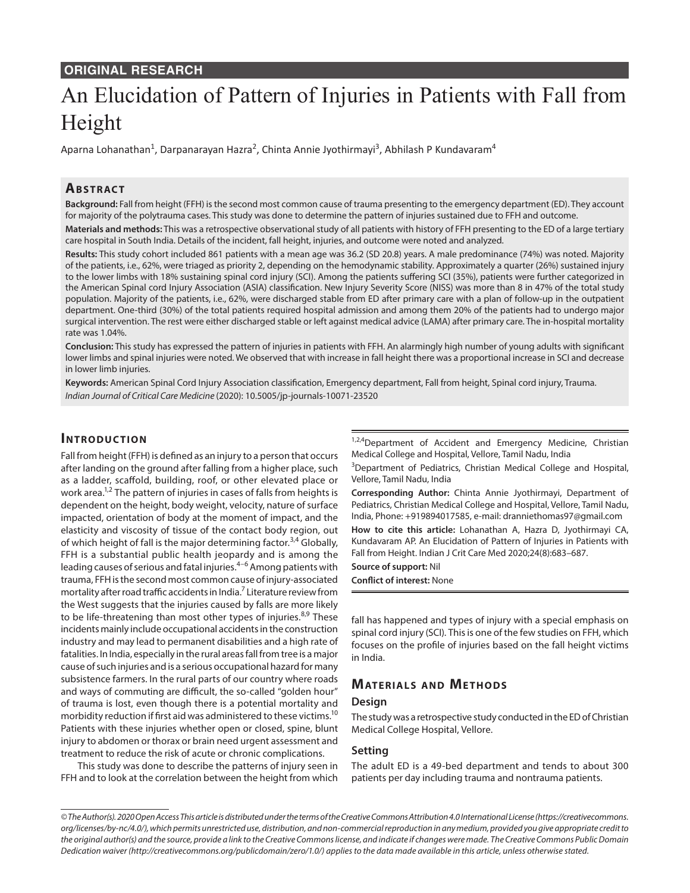ORIGINAL RESEARCH

# An Elucidation of Pattern of Injuries in Patients with Fall from Height

Aparna Lohanathan[1], Darpanarayan Hazra[2], Chinta Annie Jyothirmayi[3], Abhilash P Kundavaram[4]

## Abstract

**Background:** Fall from height (FFH) is the second most common cause of trauma presenting to the emergency department (ED). They account for majority of the polytrauma cases. This study was done to determine the pattern of injuries sustained due to FFH and outcome.

**Materials and methods:** This was a retrospective observational study of all patients with history of FFH presenting to the ED of a large tertiary care hospital in South India. Details of the incident, fall height, injuries, and outcome were noted and analyzed.

**Results:** This study cohort included 861 patients with a mean age was 36.2 (SD 20.8) years. A male predominance (74%) was noted. Majority of the patients, i.e., 62%, were triaged as priority 2, depending on the hemodynamic stability. Approximately a quarter (26%) sustained injury to the lower limbs with 18% sustaining spinal cord injury (SCI). Among the patients suffering SCI (35%), patients were further categorized in the American Spinal cord Injury Association (ASIA) classification. New Injury Severity Score (NISS) was more than 8 in 47% of the total study population. Majority of the patients, i.e., 62%, were discharged stable from ED after primary care with a plan of follow-up in the outpatient department. One-third (30%) of the total patients required hospital admission and among them 20% of the patients had to undergo major surgical intervention. The rest were either discharged stable or left against medical advice (LAMA) after primary care. The in-hospital mortality rate was 1.04%.

**Conclusion:** This study has expressed the pattern of injuries in patients with FFH. An alarmingly high number of young adults with significant lower limbs and spinal injuries were noted. We observed that with increase in fall height there was a proportional increase in SCI and decrease in lower limb injuries.

**Keywords:** American Spinal Cord Injury Association classification, Emergency department, Fall from height, Spinal cord injury, Trauma.

*Indian Journal of Critical Care Medicine* (2020): 10.5005/jp-journals-10071-23520

## Introduction

Fall from height (FFH) is defined as an injury to a person that occurs after landing on the ground after falling from a higher place, such as a ladder, scaffold, building, roof, or other elevated place or work area.[1,2] The pattern of injuries in cases of falls from heights is dependent on the height, body weight, velocity, nature of surface impacted, orientation of body at the moment of impact, and the elasticity and viscosity of tissue of the contact body region, out of which height of fall is the major determining factor.[3,4] Globally, FFH is a substantial public health jeopardy and is among the leading causes of serious and fatal injuries.[4–6] Among patients with trauma, FFH is the second most common cause of injury-associated mortality after road traffic accidents in India.[7] Literature review from the West suggests that the injuries caused by falls are more likely to be life-threatening than most other types of injuries.[8,9] These incidents mainly include occupational accidents in the construction industry and may lead to permanent disabilities and a high rate of fatalities. In India, especially in the rural areas fall from tree is a major cause of such injuries and is a serious occupational hazard for many subsistence farmers. In the rural parts of our country where roads and ways of commuting are difficult, the so-called "golden hour" of trauma is lost, even though there is a potential mortality and morbidity reduction if first aid was administered to these victims.[10] Patients with these injuries whether open or closed, spine, blunt injury to abdomen or thorax or brain need urgent assessment and treatment to reduce the risk of acute or chronic complications.

This study was done to describe the patterns of injury seen in FFH and to look at the correlation between the height from which fall has happened and types of injury with a special emphasis on spinal cord injury (SCI). This is one of the few studies on FFH, which focuses on the profile of injuries based on the fall height victims in India.

[1,2,4]Department of Accident and Emergency Medicine, Christian Medical College and Hospital, Vellore, Tamil Nadu, India

[3]Department of Pediatrics, Christian Medical College and Hospital, Vellore, Tamil Nadu, India

**Corresponding Author:** Chinta Annie Jyothirmayi, Department of Pediatrics, Christian Medical College and Hospital, Vellore, Tamil Nadu, India, Phone: +919894017585, e-mail: dranniethomas97@gmail.com

**How to cite this article:** Lohanathan A, Hazra D, Jyothirmayi CA, Kundavaram AP. An Elucidation of Pattern of Injuries in Patients with Fall from Height. Indian J Crit Care Med 2020;24(8):683–687.

**Source of support:** Nil

**Conflict of interest:** None

## Materials and Methods

### Design

The study was a retrospective study conducted in the ED of Christian Medical College Hospital, Vellore.

### Setting

The adult ED is a 49-bed department and tends to about 300 patients per day including trauma and nontrauma patients.

© The Author(s). 2020 Open Access This article is distributed under the terms of the Creative Commons Attribution 4.0 International License (https://creativecommons.org/licenses/by-nc/4.0/), which permits unrestricted use, distribution, and non-commercial reproduction in any medium, provided you give appropriate credit to the original author(s) and the source, provide a link to the Creative Commons license, and indicate if changes were made. The Creative Commons Public Domain Dedication waiver (http://creativecommons.org/publicdomain/zero/1.0/) applies to the data made available in this article, unless otherwise stated.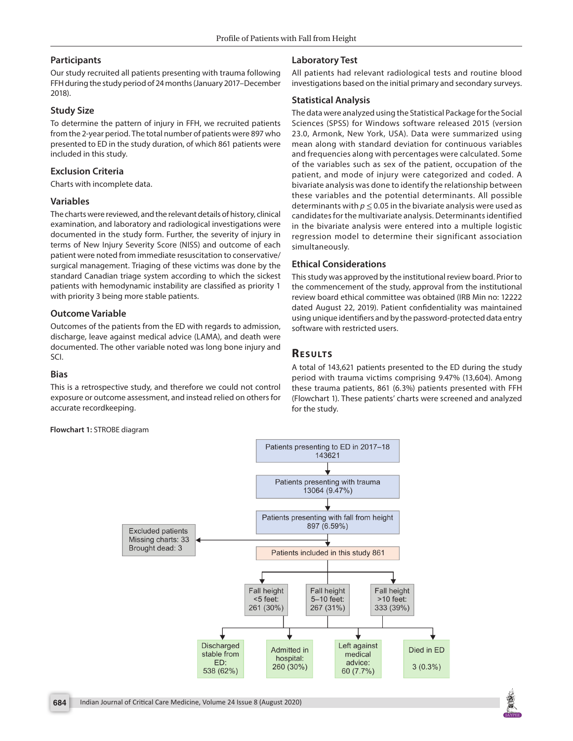### Participants

Our study recruited all patients presenting with trauma following FFH during the study period of 24 months (January 2017–December 2018).

### Study Size

To determine the pattern of injury in FFH, we recruited patients from the 2-year period. The total number of patients were 897 who presented to ED in the study duration, of which 861 patients were included in this study.

### Exclusion Criteria

Charts with incomplete data.

### Variables

The charts were reviewed, and the relevant details of history, clinical examination, and laboratory and radiological investigations were documented in the study form. Further, the severity of injury in terms of New Injury Severity Score (NISS) and outcome of each patient were noted from immediate resuscitation to conservative/surgical management. Triaging of these victims was done by the standard Canadian triage system according to which the sickest patients with hemodynamic instability are classified as priority 1 with priority 3 being more stable patients.

### Outcome Variable

Outcomes of the patients from the ED with regards to admission, discharge, leave against medical advice (LAMA), and death were documented. The other variable noted was long bone injury and SCI.

### Bias

This is a retrospective study, and therefore we could not control exposure or outcome assessment, and instead relied on others for accurate recordkeeping.

### Laboratory Test

All patients had relevant radiological tests and routine blood investigations based on the initial primary and secondary surveys.

### Statistical Analysis

The data were analyzed using the Statistical Package for the Social Sciences (SPSS) for Windows software released 2015 (version 23.0, Armonk, New York, USA). Data were summarized using mean along with standard deviation for continuous variables and frequencies along with percentages were calculated. Some of the variables such as sex of the patient, occupation of the patient, and mode of injury were categorized and coded. A bivariate analysis was done to identify the relationship between these variables and the potential determinants. All possible determinants with $p \leq 0.05$ in the bivariate analysis were used as candidates for the multivariate analysis. Determinants identified in the bivariate analysis were entered into a multiple logistic regression model to determine their significant association simultaneously.

### Ethical Considerations

This study was approved by the institutional review board. Prior to the commencement of the study, approval from the institutional review board ethical committee was obtained (IRB Min no: 12222 dated August 22, 2019). Patient confidentiality was maintained using unique identifiers and by the password-protected data entry software with restricted users.

## Results

A total of 143,621 patients presented to the ED during the study period with trauma victims comprising 9.47% (13,604). Among these trauma patients, 861 (6.3%) patients presented with FFH (Flowchart 1). These patients' charts were screened and analyzed for the study.

**Flowchart 1:** STROBE diagram

- Patients presenting to ED in 2017–18: 143621
- Patients presenting with trauma: 13064 (9.47%)
- Patients presenting with fall from height: 897 (6.59%)
- Excluded patients: Missing charts: 33; Brought dead: 3
- Patients included in this study 861
  - Fall height <5 feet: 261 (30%)
  - Fall height 5–10 feet: 267 (31%)
  - Fall height >10 feet: 333 (39%)
- Outcomes:
  - Discharged stable from ED: 538 (62%)
  - Admitted in hospital: 260 (30%)
  - Left against medical advice: 60 (7.7%)
  - Died in ED: 3 (0.3%)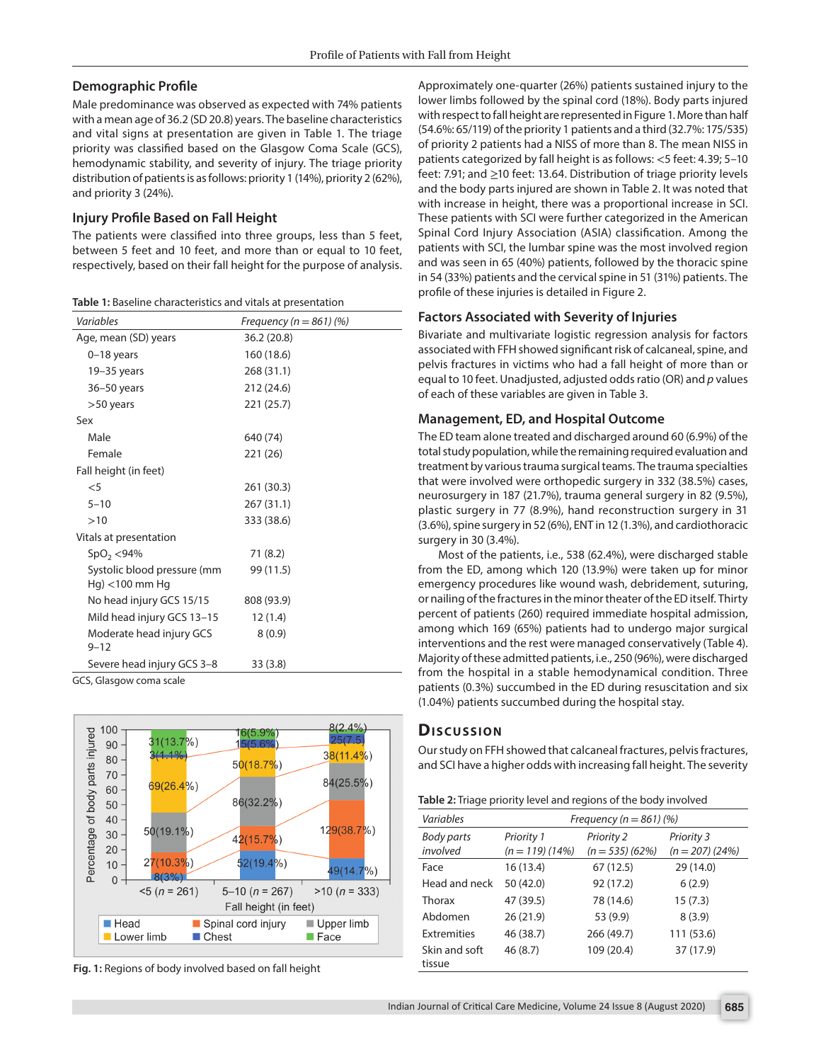## Demographic Profile

Male predominance was observed as expected with 74% patients with a mean age of 36.2 (SD 20.8) years. The baseline characteristics and vital signs at presentation are given in Table 1. The triage priority was classified based on the Glasgow Coma Scale (GCS), hemodynamic stability, and severity of injury. The triage priority distribution of patients is as follows: priority 1 (14%), priority 2 (62%), and priority 3 (24%).

## Injury Profile Based on Fall Height

The patients were classified into three groups, less than 5 feet, between 5 feet and 10 feet, and more than or equal to 10 feet, respectively, based on their fall height for the purpose of analysis.

**Table 1:** Baseline characteristics and vitals at presentation

| *Variables* | *Frequency (n = 861) (%)* |
|---|---|
| Age, mean (SD) years | 36.2 (20.8) |
| 0–18 years | 160 (18.6) |
| 19–35 years | 268 (31.1) |
| 36–50 years | 212 (24.6) |
| >50 years | 221 (25.7) |
| Sex | |
| Male | 640 (74) |
| Female | 221 (26) |
| Fall height (in feet) | |
| <5 | 261 (30.3) |
| 5–10 | 267 (31.1) |
| >10 | 333 (38.6) |
| Vitals at presentation | |
| $SpO_2$ <94% | 71 (8.2) |
| Systolic blood pressure (mm Hg) <100 mm Hg | 99 (11.5) |
| No head injury GCS 15/15 | 808 (93.9) |
| Mild head injury GCS 13–15 | 12 (1.4) |
| Moderate head injury GCS 9–12 | 8 (0.9) |
| Severe head injury GCS 3–8 | 33 (3.8) |

GCS, Glasgow coma scale

**Fig. 1:** Regions of body involved based on fall height

Approximately one-quarter (26%) patients sustained injury to the lower limbs followed by the spinal cord (18%). Body parts injured with respect to fall height are represented in Figure 1. More than half (54.6%: 65/119) of the priority 1 patients and a third (32.7%: 175/535) of priority 2 patients had a NISS of more than 8. The mean NISS in patients categorized by fall height is as follows: <5 feet: 4.39; 5–10 feet: 7.91; and ≥10 feet: 13.64. Distribution of triage priority levels and the body parts injured are shown in Table 2. It was noted that with increase in height, there was a proportional increase in SCI. These patients with SCI were further categorized in the American Spinal Cord Injury Association (ASIA) classification. Among the patients with SCI, the lumbar spine was the most involved region and was seen in 65 (40%) patients, followed by the thoracic spine in 54 (33%) patients and the cervical spine in 51 (31%) patients. The profile of these injuries is detailed in Figure 2.

## Factors Associated with Severity of Injuries

Bivariate and multivariate logistic regression analysis for factors associated with FFH showed significant risk of calcaneal, spine, and pelvis fractures in victims who had a fall height of more than or equal to 10 feet. Unadjusted, adjusted odds ratio (OR) and *p* values of each of these variables are given in Table 3.

## Management, ED, and Hospital Outcome

The ED team alone treated and discharged around 60 (6.9%) of the total study population, while the remaining required evaluation and treatment by various trauma surgical teams. The trauma specialties that were involved were orthopedic surgery in 332 (38.5%) cases, neurosurgery in 187 (21.7%), trauma general surgery in 82 (9.5%), plastic surgery in 77 (8.9%), hand reconstruction surgery in 31 (3.6%), spine surgery in 52 (6%), ENT in 12 (1.3%), and cardiothoracic surgery in 30 (3.4%).

Most of the patients, i.e., 538 (62.4%), were discharged stable from the ED, among which 120 (13.9%) were taken up for minor emergency procedures like wound wash, debridement, suturing, or nailing of the fractures in the minor theater of the ED itself. Thirty percent of patients (260) required immediate hospital admission, among which 169 (65%) patients had to undergo major surgical interventions and the rest were managed conservatively (Table 4). Majority of these admitted patients, i.e., 250 (96%), were discharged from the hospital in a stable hemodynamical condition. Three patients (0.3%) succumbed in the ED during resuscitation and six (1.04%) patients succumbed during the hospital stay.

# Discussion

Our study on FFH showed that calcaneal fractures, pelvis fractures, and SCI have a higher odds with increasing fall height. The severity

**Table 2:** Triage priority level and regions of the body involved

| *Variables* | *Frequency (n = 861) (%)* | | |
|---|---|---|---|
| *Body parts involved* | *Priority 1 (n = 119) (14%)* | *Priority 2 (n = 535) (62%)* | *Priority 3 (n = 207) (24%)* |
| Face | 16 (13.4) | 67 (12.5) | 29 (14.0) |
| Head and neck | 50 (42.0) | 92 (17.2) | 6 (2.9) |
| Thorax | 47 (39.5) | 78 (14.6) | 15 (7.3) |
| Abdomen | 26 (21.9) | 53 (9.9) | 8 (3.9) |
| Extremities | 46 (38.7) | 266 (49.7) | 111 (53.6) |
| Skin and soft tissue | 46 (8.7) | 109 (20.4) | 37 (17.9) |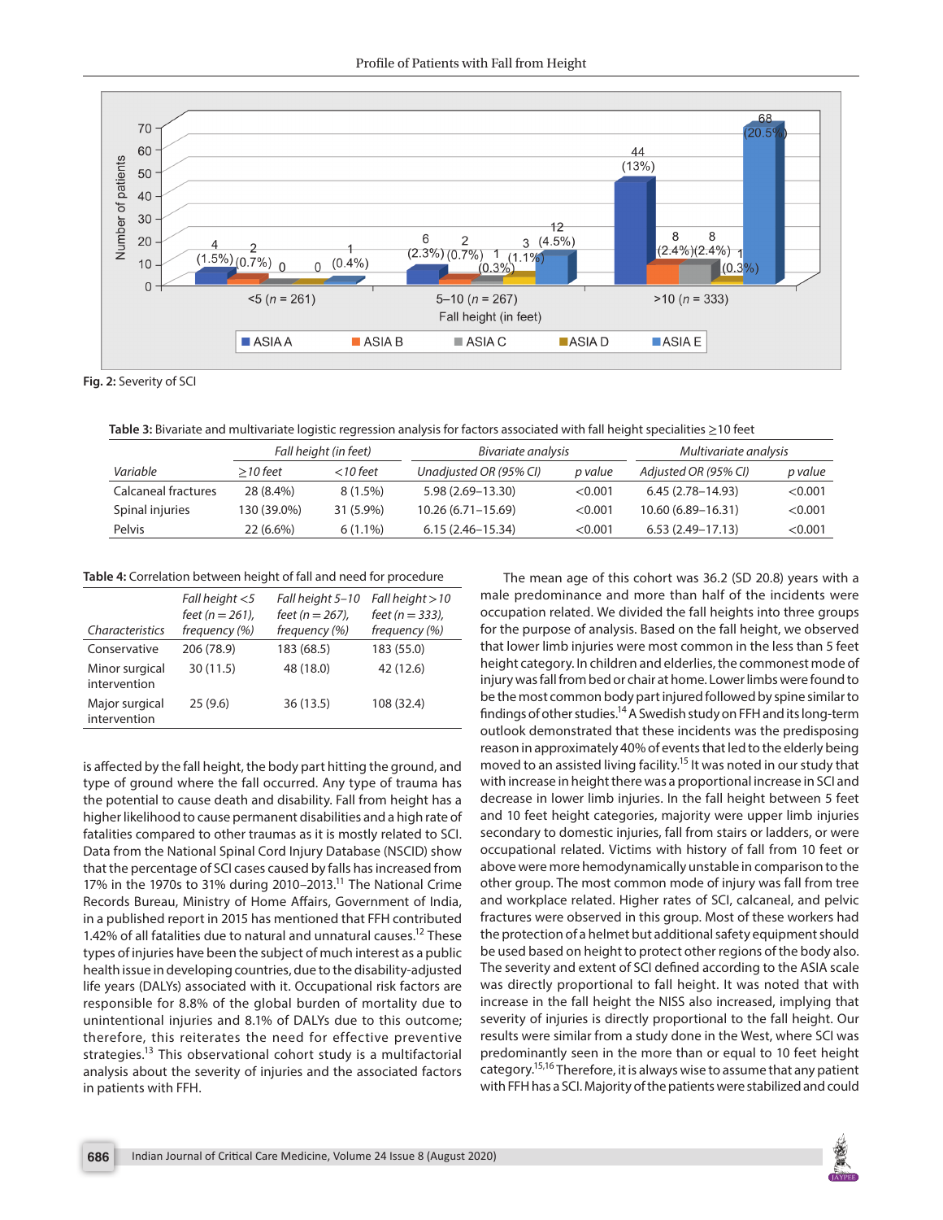Fig. 2: Severity of SCI

**Table 3:** Bivariate and multivariate logistic regression analysis for factors associated with fall height specialities ≥10 feet

| | Fall height (in feet) | | Bivariate analysis | | Multivariate analysis | |
|---|---|---|---|---|---|---|
| *Variable* | *≥10 feet* | *<10 feet* | *Unadjusted OR (95% CI)* | *p value* | *Adjusted OR (95% CI)* | *p value* |
| Calcaneal fractures | 28 (8.4%) | 8 (1.5%) | 5.98 (2.69–13.30) | <0.001 | 6.45 (2.78–14.93) | <0.001 |
| Spinal injuries | 130 (39.0%) | 31 (5.9%) | 10.26 (6.71–15.69) | <0.001 | 10.60 (6.89–16.31) | <0.001 |
| Pelvis | 22 (6.6%) | 6 (1.1%) | 6.15 (2.46–15.34) | <0.001 | 6.53 (2.49–17.13) | <0.001 |

**Table 4:** Correlation between height of fall and need for procedure

| *Characteristics* | *Fall height <5 feet (n = 261), frequency (%)* | *Fall height 5–10 feet (n = 267), frequency (%)* | *Fall height >10 feet (n = 333), frequency (%)* |
|---|---|---|---|
| Conservative | 206 (78.9) | 183 (68.5) | 183 (55.0) |
| Minor surgical intervention | 30 (11.5) | 48 (18.0) | 42 (12.6) |
| Major surgical intervention | 25 (9.6) | 36 (13.5) | 108 (32.4) |

is affected by the fall height, the body part hitting the ground, and type of ground where the fall occurred. Any type of trauma has the potential to cause death and disability. Fall from height has a higher likelihood to cause permanent disabilities and a high rate of fatalities compared to other traumas as it is mostly related to SCI. Data from the National Spinal Cord Injury Database (NSCID) show that the percentage of SCI cases caused by falls has increased from 17% in the 1970s to 31% during 2010–2013.[11] The National Crime Records Bureau, Ministry of Home Affairs, Government of India, in a published report in 2015 has mentioned that FFH contributed 1.42% of all fatalities due to natural and unnatural causes.[12] These types of injuries have been the subject of much interest as a public health issue in developing countries, due to the disability-adjusted life years (DALYs) associated with it. Occupational risk factors are responsible for 8.8% of the global burden of mortality due to unintentional injuries and 8.1% of DALYs due to this outcome; therefore, this reiterates the need for effective preventive strategies.[13] This observational cohort study is a multifactorial analysis about the severity of injuries and the associated factors in patients with FFH.

The mean age of this cohort was 36.2 (SD 20.8) years with a male predominance and more than half of the incidents were occupation related. We divided the fall heights into three groups for the purpose of analysis. Based on the fall height, we observed that lower limb injuries were most common in the less than 5 feet height category. In children and elderlies, the commonest mode of injury was fall from bed or chair at home. Lower limbs were found to be the most common body part injured followed by spine similar to findings of other studies.[14] A Swedish study on FFH and its long-term outlook demonstrated that these incidents was the predisposing reason in approximately 40% of events that led to the elderly being moved to an assisted living facility.[15] It was noted in our study that with increase in height there was a proportional increase in SCI and decrease in lower limb injuries. In the fall height between 5 feet and 10 feet height categories, majority were upper limb injuries secondary to domestic injuries, fall from stairs or ladders, or were occupational related. Victims with history of fall from 10 feet or above were more hemodynamically unstable in comparison to the other group. The most common mode of injury was fall from tree and workplace related. Higher rates of SCI, calcaneal, and pelvic fractures were observed in this group. Most of these workers had the protection of a helmet but additional safety equipment should be used based on height to protect other regions of the body also. The severity and extent of SCI defined according to the ASIA scale was directly proportional to fall height. It was noted that with increase in the fall height the NISS also increased, implying that severity of injuries is directly proportional to the fall height. Our results were similar from a study done in the West, where SCI was predominantly seen in the more than or equal to 10 feet height category.[15,16] Therefore, it is always wise to assume that any patient with FFH has a SCI. Majority of the patients were stabilized and could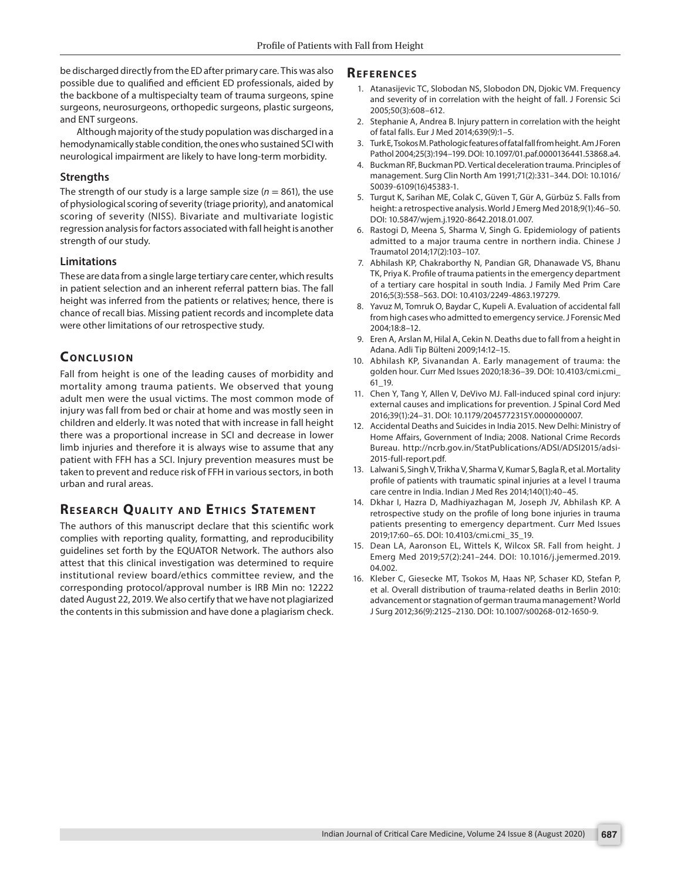be discharged directly from the ED after primary care. This was also possible due to qualified and efficient ED professionals, aided by the backbone of a multispecialty team of trauma surgeons, spine surgeons, neurosurgeons, orthopedic surgeons, plastic surgeons, and ENT surgeons.

Although majority of the study population was discharged in a hemodynamically stable condition, the ones who sustained SCI with neurological impairment are likely to have long-term morbidity.

### Strengths

The strength of our study is a large sample size ($n = 861$), the use of physiological scoring of severity (triage priority), and anatomical scoring of severity (NISS). Bivariate and multivariate logistic regression analysis for factors associated with fall height is another strength of our study.

### Limitations

These are data from a single large tertiary care center, which results in patient selection and an inherent referral pattern bias. The fall height was inferred from the patients or relatives; hence, there is chance of recall bias. Missing patient records and incomplete data were other limitations of our retrospective study.

## Conclusion

Fall from height is one of the leading causes of morbidity and mortality among trauma patients. We observed that young adult men were the usual victims. The most common mode of injury was fall from bed or chair at home and was mostly seen in children and elderly. It was noted that with increase in fall height there was a proportional increase in SCI and decrease in lower limb injuries and therefore it is always wise to assume that any patient with FFH has a SCI. Injury prevention measures must be taken to prevent and reduce risk of FFH in various sectors, in both urban and rural areas.

## Research Quality and Ethics Statement

The authors of this manuscript declare that this scientific work complies with reporting quality, formatting, and reproducibility guidelines set forth by the EQUATOR Network. The authors also attest that this clinical investigation was determined to require institutional review board/ethics committee review, and the corresponding protocol/approval number is IRB Min no: 12222 dated August 22, 2019. We also certify that we have not plagiarized the contents in this submission and have done a plagiarism check.

## References

1. Atanasijevic TC, Slobodan NS, Slobodon DN, Djokic VM. Frequency and severity of in correlation with the height of fall. J Forensic Sci 2005;50(3):608–612.
2. Stephanie A, Andrea B. Injury pattern in correlation with the height of fatal falls. Eur J Med 2014;639(9):1–5.
3. Turk E, Tsokos M. Pathologic features of fatal fall from height. Am J Foren Pathol 2004;25(3):194–199. DOI: 10.1097/01.paf.0000136441.53868.a4.
4. Buckman RF, Buckman PD. Vertical deceleration trauma. Principles of management. Surg Clin North Am 1991;71(2):331–344. DOI: 10.1016/S0039-6109(16)45383-1.
5. Turgut K, Sarihan ME, Colak C, Güven T, Gür A, Gürbüz S. Falls from height: a retrospective analysis. World J Emerg Med 2018;9(1):46–50. DOI: 10.5847/wjem.j.1920-8642.2018.01.007.
6. Rastogi D, Meena S, Sharma V, Singh G. Epidemiology of patients admitted to a major trauma centre in northern india. Chinese J Traumatol 2014;17(2):103–107.
7. Abhilash KP, Chakraborthy N, Pandian GR, Dhanawade VS, Bhanu TK, Priya K. Profile of trauma patients in the emergency department of a tertiary care hospital in south India. J Family Med Prim Care 2016;5(3):558–563. DOI: 10.4103/2249-4863.197279.
8. Yavuz M, Tomruk O, Baydar C, Kupeli A. Evaluation of accidental fall from high cases who admitted to emergency service. J Forensic Med 2004;18:8–12.
9. Eren A, Arslan M, Hilal A, Cekin N. Deaths due to fall from a height in Adana. Adli Tip Bülteni 2009;14:12–15.
10. Abhilash KP, Sivanandan A. Early management of trauma: the golden hour. Curr Med Issues 2020;18:36–39. DOI: 10.4103/cmi.cmi_61_19.
11. Chen Y, Tang Y, Allen V, DeVivo MJ. Fall-induced spinal cord injury: external causes and implications for prevention. J Spinal Cord Med 2016;39(1):24–31. DOI: 10.1179/2045772315Y.0000000007.
12. Accidental Deaths and Suicides in India 2015. New Delhi: Ministry of Home Affairs, Government of India; 2008. National Crime Records Bureau. http://ncrb.gov.in/StatPublications/ADSI/ADSI2015/adsi-2015-full-report.pdf.
13. Lalwani S, Singh V, Trikha V, Sharma V, Kumar S, Bagla R, et al. Mortality profile of patients with traumatic spinal injuries at a level I trauma care centre in India. Indian J Med Res 2014;140(1):40–45.
14. Dkhar I, Hazra D, Madhiyazhagan M, Joseph JV, Abhilash KP. A retrospective study on the profile of long bone injuries in trauma patients presenting to emergency department. Curr Med Issues 2019;17:60–65. DOI: 10.4103/cmi.cmi_35_19.
15. Dean LA, Aaronson EL, Wittels K, Wilcox SR. Fall from height. J Emerg Med 2019;57(2):241–244. DOI: 10.1016/j.jemermed.2019.04.002.
16. Kleber C, Giesecke MT, Tsokos M, Haas NP, Schaser KD, Stefan P, et al. Overall distribution of trauma-related deaths in Berlin 2010: advancement or stagnation of german trauma management? World J Surg 2012;36(9):2125–2130. DOI: 10.1007/s00268-012-1650-9.